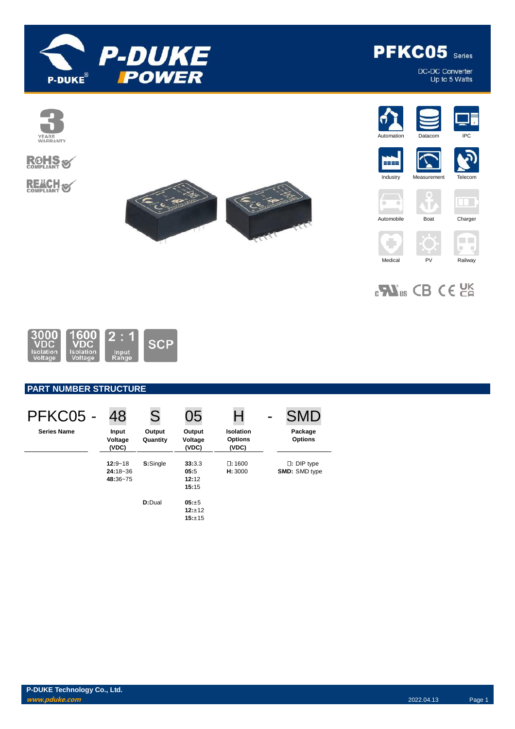# PFKC05 Series

DC-DC Converter
Up to 5 Watts

3 YEARS WARRANTY

RoHS COMPLIANT

REACH COMPLIANT

Automation | Datacom | IPC | Industry | Measurement | Telecom | Automobile | Boat | Charger | Medical | PV | Railway

3000 VDC Isolation Voltage | 1600 VDC Isolation Voltage | 2 : 1 Input Range | SCP

## PART NUMBER STRUCTURE

| PFKC05 - | 48 | S | 05 | H | - SMD |
|---|---|---|---|---|---|
| **Series Name** | **Input Voltage (VDC)** | **Output Quantity** | **Output Voltage (VDC)** | **Isolation Options (VDC)** | **Package Options** |
| | **12:**9~18<br>**24:**18~36<br>**48:**36~75 | **S:**Single | **33:**3.3<br>**05:**5<br>**12:**12<br>**15:**15 | □: 1600<br>**H:** 3000 | □: DIP type<br>**SMD:** SMD type |
| | | **D:**Dual | **05:**±5<br>**12:**±12<br>**15:**±15 | | |

**P-DUKE Technology Co., Ltd.**
*www.pduke.com*
2022.04.13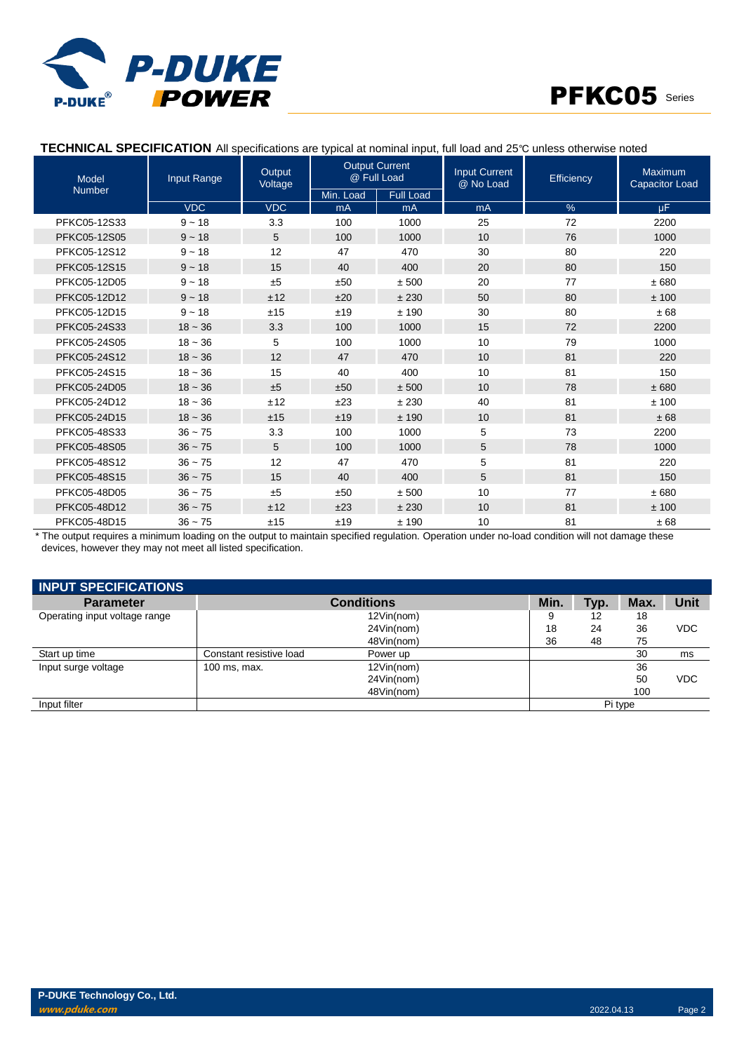**TECHNICAL SPECIFICATION** All specifications are typical at nominal input, full load and 25℃ unless otherwise noted

| Model Number | Input Range | Output Voltage | Output Current @ Full Load | | Input Current @ No Load | Efficiency | Maximum Capacitor Load |
|---|---|---|---|---|---|---|---|
| | | | Min. Load | Full Load | | | |
| | VDC | VDC | mA | mA | mA | % | μF |
| PFKC05-12S33 | 9 ~ 18 | 3.3 | 100 | 1000 | 25 | 72 | 2200 |
| PFKC05-12S05 | 9 ~ 18 | 5 | 100 | 1000 | 10 | 76 | 1000 |
| PFKC05-12S12 | 9 ~ 18 | 12 | 47 | 470 | 30 | 80 | 220 |
| PFKC05-12S15 | 9 ~ 18 | 15 | 40 | 400 | 20 | 80 | 150 |
| PFKC05-12D05 | 9 ~ 18 | ±5 | ±50 | ± 500 | 20 | 77 | ± 680 |
| PFKC05-12D12 | 9 ~ 18 | ±12 | ±20 | ± 230 | 50 | 80 | ± 100 |
| PFKC05-12D15 | 9 ~ 18 | ±15 | ±19 | ± 190 | 30 | 80 | ± 68 |
| PFKC05-24S33 | 18 ~ 36 | 3.3 | 100 | 1000 | 15 | 72 | 2200 |
| PFKC05-24S05 | 18 ~ 36 | 5 | 100 | 1000 | 10 | 79 | 1000 |
| PFKC05-24S12 | 18 ~ 36 | 12 | 47 | 470 | 10 | 81 | 220 |
| PFKC05-24S15 | 18 ~ 36 | 15 | 40 | 400 | 10 | 81 | 150 |
| PFKC05-24D05 | 18 ~ 36 | ±5 | ±50 | ± 500 | 10 | 78 | ± 680 |
| PFKC05-24D12 | 18 ~ 36 | ±12 | ±23 | ± 230 | 40 | 81 | ± 100 |
| PFKC05-24D15 | 18 ~ 36 | ±15 | ±19 | ± 190 | 10 | 81 | ± 68 |
| PFKC05-48S33 | 36 ~ 75 | 3.3 | 100 | 1000 | 5 | 73 | 2200 |
| PFKC05-48S05 | 36 ~ 75 | 5 | 100 | 1000 | 5 | 78 | 1000 |
| PFKC05-48S12 | 36 ~ 75 | 12 | 47 | 470 | 5 | 81 | 220 |
| PFKC05-48S15 | 36 ~ 75 | 15 | 40 | 400 | 5 | 81 | 150 |
| PFKC05-48D05 | 36 ~ 75 | ±5 | ±50 | ± 500 | 10 | 77 | ± 680 |
| PFKC05-48D12 | 36 ~ 75 | ±12 | ±23 | ± 230 | 10 | 81 | ± 100 |
| PFKC05-48D15 | 36 ~ 75 | ±15 | ±19 | ± 190 | 10 | 81 | ± 68 |

* The output requires a minimum loading on the output to maintain specified regulation. Operation under no-load condition will not damage these devices, however they may not meet all listed specification.

## INPUT SPECIFICATIONS

| Parameter | Conditions | | Min. | Typ. | Max. | Unit |
|---|---|---|---|---|---|---|
| Operating input voltage range | | 12Vin(nom) | 9 | 12 | 18 | VDC |
| | | 24Vin(nom) | 18 | 24 | 36 | |
| | | 48Vin(nom) | 36 | 48 | 75 | |
| Start up time | Constant resistive load | Power up | | | 30 | ms |
| Input surge voltage | 100 ms, max. | 12Vin(nom) | | | 36 | VDC |
| | | 24Vin(nom) | | | 50 | |
| | | 48Vin(nom) | | | 100 | |
| Input filter | | | Pi type | | | |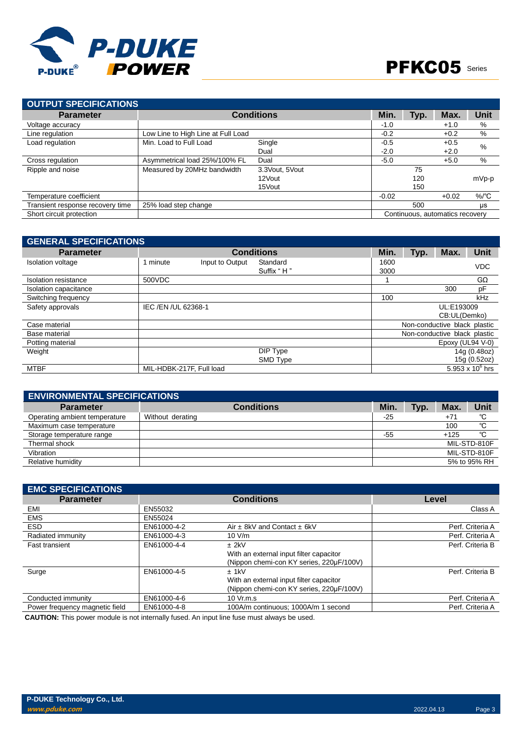## OUTPUT SPECIFICATIONS

| Parameter | Conditions | | Min. | Typ. | Max. | Unit |
|---|---|---|---|---|---|---|
| Voltage accuracy | | | -1.0 | | +1.0 | % |
| Line regulation | Low Line to High Line at Full Load | | -0.2 | | +0.2 | % |
| Load regulation | Min. Load to Full Load | Single | -0.5 | | +0.5 | % |
| | | Dual | -2.0 | | +2.0 | % |
| Cross regulation | Asymmetrical load 25%/100% FL | Dual | -5.0 | | +5.0 | % |
| Ripple and noise | Measured by 20MHz bandwidth | 3.3Vout, 5Vout | | 75 | | mVp-p |
| | | 12Vout | | 120 | | mVp-p |
| | | 15Vout | | 150 | | mVp-p |
| Temperature coefficient | | | -0.02 | | +0.02 | %/℃ |
| Transient response recovery time | 25% load step change | | | 500 | | μs |
| Short circuit protection | | | Continuous, automatics recovery | | | |

## GENERAL SPECIFICATIONS

| Parameter | Conditions | | | Min. | Typ. | Max. | Unit |
|---|---|---|---|---|---|---|---|
| Isolation voltage | 1 minute | Input to Output | Standard | 1600 | | | VDC |
| | | | Suffix " H " | 3000 | | | VDC |
| Isolation resistance | 500VDC | | | 1 | | | GΩ |
| Isolation capacitance | | | | | | 300 | pF |
| Switching frequency | | | | 100 | | | kHz |
| Safety approvals | IEC /EN /UL 62368-1 | | | UL:E193009 CB:UL(Demko) | | | |
| Case material | | | | Non-conductive black plastic | | | |
| Base material | | | | Non-conductive black plastic | | | |
| Potting material | | | | Epoxy (UL94 V-0) | | | |
| Weight | | | DIP Type | 14g (0.48oz) | | | |
| | | | SMD Type | 15g (0.52oz) | | | |
| MTBF | MIL-HDBK-217F, Full load | | | $5.953 \times 10^{6}$ hrs | | | |

## ENVIRONMENTAL SPECIFICATIONS

| Parameter | Conditions | Min. | Typ. | Max. | Unit |
|---|---|---|---|---|---|
| Operating ambient temperature | Without derating | -25 | | +71 | ℃ |
| Maximum case temperature | | | | 100 | ℃ |
| Storage temperature range | | -55 | | +125 | ℃ |
| Thermal shock | | MIL-STD-810F | | | |
| Vibration | | MIL-STD-810F | | | |
| Relative humidity | | 5% to 95% RH | | | |

## EMC SPECIFICATIONS

| Parameter | Conditions | | Level |
|---|---|---|---|
| EMI | EN55032 | | Class A |
| EMS | EN55024 | | |
| ESD | EN61000-4-2 | Air ± 8kV and Contact ± 6kV | Perf. Criteria A |
| Radiated immunity | EN61000-4-3 | 10 V/m | Perf. Criteria A |
| Fast transient | EN61000-4-4 | ± 2kV<br>With an external input filter capacitor<br>(Nippon chemi-con KY series, 220μF/100V) | Perf. Criteria B |
| Surge | EN61000-4-5 | ± 1kV<br>With an external input filter capacitor<br>(Nippon chemi-con KY series, 220μF/100V) | Perf. Criteria B |
| Conducted immunity | EN61000-4-6 | 10 Vr.m.s | Perf. Criteria A |
| Power frequency magnetic field | EN61000-4-8 | 100A/m continuous; 1000A/m 1 second | Perf. Criteria A |

**CAUTION:** This power module is not internally fused. An input line fuse must always be used.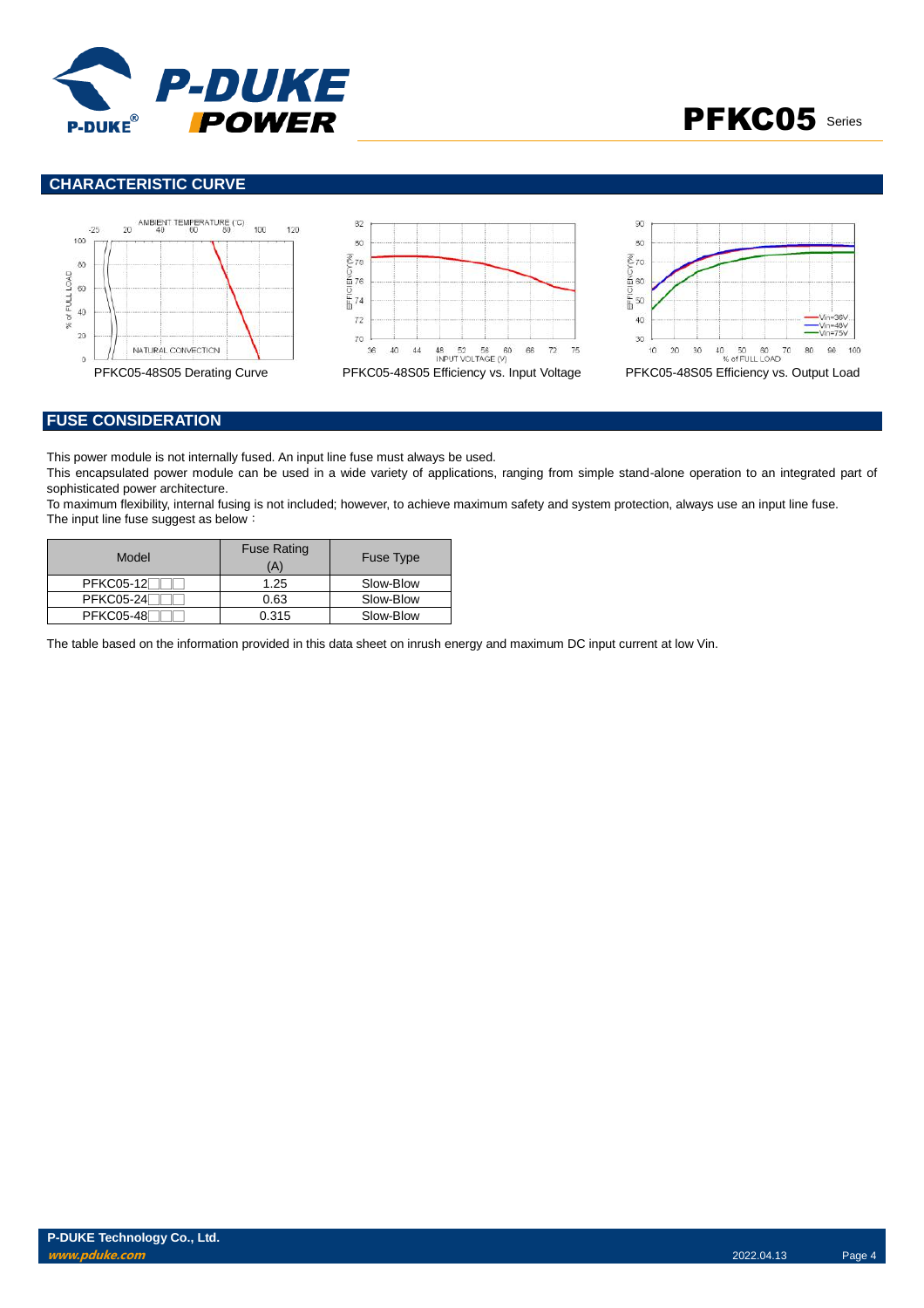## CHARACTERISTIC CURVE

PFKC05-48S05 Derating Curve

PFKC05-48S05 Efficiency vs. Input Voltage

PFKC05-48S05 Efficiency vs. Output Load

## FUSE CONSIDERATION

This power module is not internally fused. An input line fuse must always be used.

This encapsulated power module can be used in a wide variety of applications, ranging from simple stand-alone operation to an integrated part of sophisticated power architecture.

To maximum flexibility, internal fusing is not included; however, to achieve maximum safety and system protection, always use an input line fuse.

The input line fuse suggest as below：

| Model | Fuse Rating (A) | Fuse Type |
|---|---|---|
| PFKC05-12□□□ | 1.25 | Slow-Blow |
| PFKC05-24□□□ | 0.63 | Slow-Blow |
| PFKC05-48□□□ | 0.315 | Slow-Blow |

The table based on the information provided in this data sheet on inrush energy and maximum DC input current at low Vin.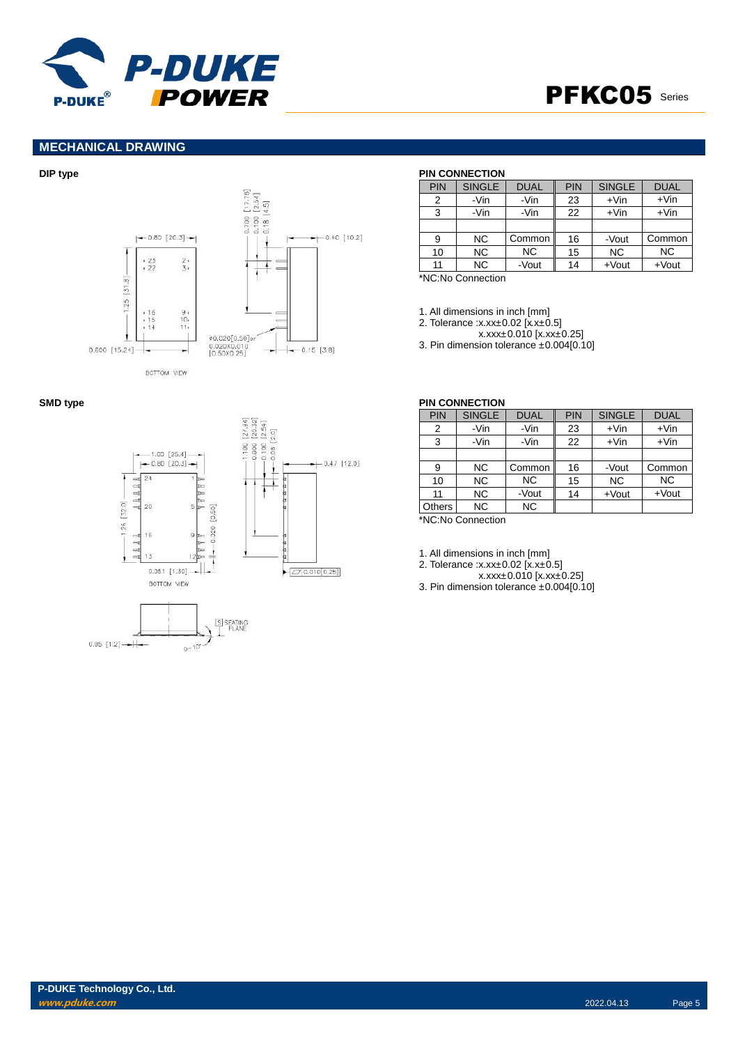## MECHANICAL DRAWING

### DIP type

**PIN CONNECTION**

| PIN | SINGLE | DUAL | PIN | SINGLE | DUAL |
|---|---|---|---|---|---|
| 2 | -Vin | -Vin | 23 | +Vin | +Vin |
| 3 | -Vin | -Vin | 22 | +Vin | +Vin |
| | | | | | |
| 9 | NC | Common | 16 | -Vout | Common |
| 10 | NC | NC | 15 | NC | NC |
| 11 | NC | -Vout | 14 | +Vout | +Vout |

*NC:No Connection

1. All dimensions in inch [mm]
2. Tolerance :x.xx±0.02 [x.x±0.5]
   x.xxx±0.010 [x.xx±0.25]
3. Pin dimension tolerance ±0.004[0.10]

### SMD type

**PIN CONNECTION**

| PIN | SINGLE | DUAL | PIN | SINGLE | DUAL |
|---|---|---|---|---|---|
| 2 | -Vin | -Vin | 23 | +Vin | +Vin |
| 3 | -Vin | -Vin | 22 | +Vin | +Vin |
| | | | | | |
| 9 | NC | Common | 16 | -Vout | Common |
| 10 | NC | NC | 15 | NC | NC |
| 11 | NC | -Vout | 14 | +Vout | +Vout |
| Others | NC | NC | | | |

*NC:No Connection

1. All dimensions in inch [mm]
2. Tolerance :x.xx±0.02 [x.x±0.5]
   x.xxx±0.010 [x.xx±0.25]
3. Pin dimension tolerance ±0.004[0.10]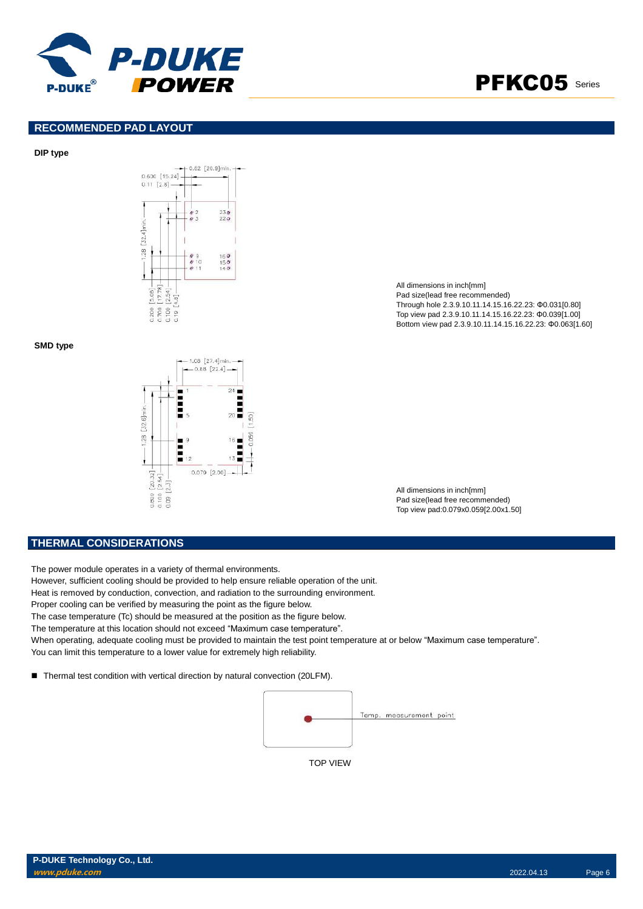## RECOMMENDED PAD LAYOUT

**DIP type**

All dimensions in inch[mm]
Pad size(lead free recommended)
Through hole 2.3.9.10.11.14.15.16.22.23: Φ0.031[0.80]
Top view pad 2.3.9.10.11.14.15.16.22.23: Φ0.039[1.00]
Bottom view pad 2.3.9.10.11.14.15.16.22.23: Φ0.063[1.60]

**SMD type**

All dimensions in inch[mm]
Pad size(lead free recommended)
Top view pad:0.079x0.059[2.00x1.50]

## THERMAL CONSIDERATIONS

The power module operates in a variety of thermal environments.
However, sufficient cooling should be provided to help ensure reliable operation of the unit.
Heat is removed by conduction, convection, and radiation to the surrounding environment.
Proper cooling can be verified by measuring the point as the figure below.
The case temperature (Tc) should be measured at the position as the figure below.
The temperature at this location should not exceed “Maximum case temperature”.
When operating, adequate cooling must be provided to maintain the test point temperature at or below “Maximum case temperature”.
You can limit this temperature to a lower value for extremely high reliability.

- Thermal test condition with vertical direction by natural convection (20LFM).

Temp. measurement point

TOP VIEW

**P-DUKE Technology Co., Ltd.**
www.pduke.com
2022.04.13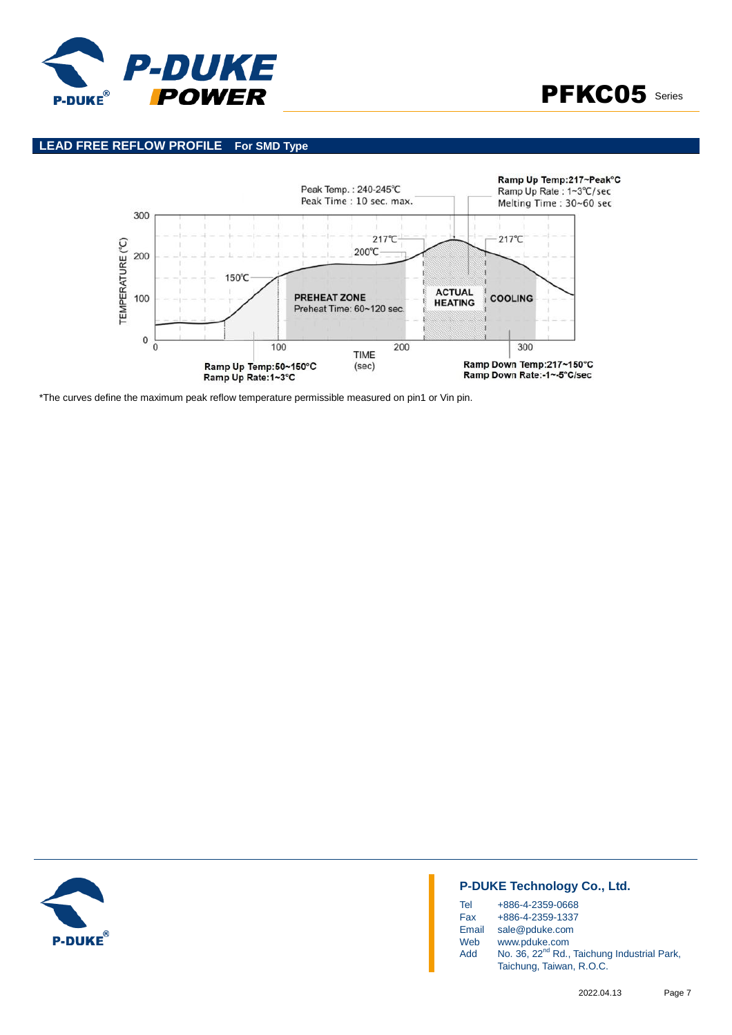## LEAD FREE REFLOW PROFILE For SMD Type

Peak Temp. : 240-245℃
Peak Time : 10 sec. max.

Ramp Up Temp:217~Peak°C
Ramp Up Rate : 1~3℃/sec
Melting Time : 30~60 sec

300
200
100
0
TEMPERATURE (℃)

217℃
200℃
150℃
217℃

PREHEAT ZONE
Preheat Time: 60~120 sec.

ACTUAL HEATING

COOLING

0
100
200
300
TIME (sec)

Ramp Up Temp:50~150°C
Ramp Up Rate:1~3°C

Ramp Down Temp:217~150°C
Ramp Down Rate:-1~-5°C/sec

*The curves define the maximum peak reflow temperature permissible measured on pin1 or Vin pin.

**P-DUKE Technology Co., Ltd.**

Tel +886-4-2359-0668
Fax +886-4-2359-1337
Email sale@pduke.com
Web www.pduke.com
Add No. 36, 22nd Rd., Taichung Industrial Park, Taichung, Taiwan, R.O.C.

2022.04.13